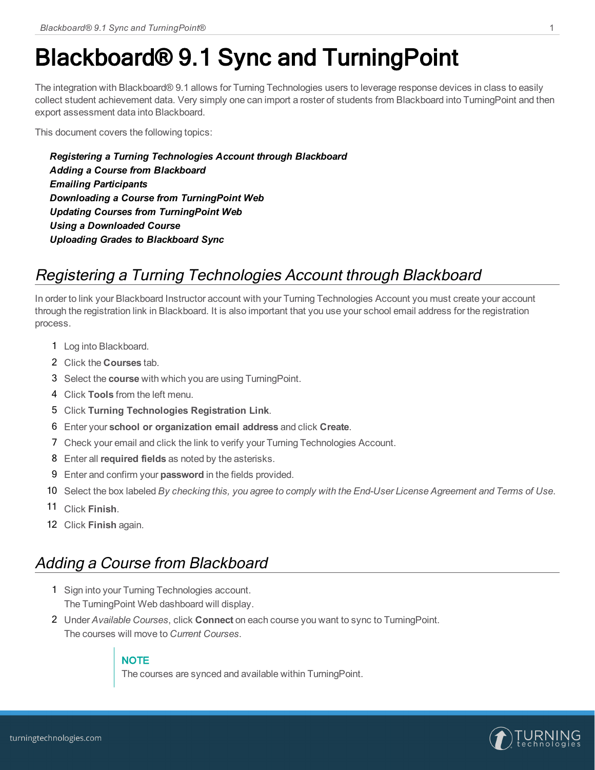# Blackboard® 9.1 Sync and TurningPoint

The integration with Blackboard® 9.1 allows for Turning Technologies users to leverage response devices in class to easily collect student achievement data. Very simply one can import a roster of students from Blackboard into TurningPoint and then export assessment data into Blackboard.

This document covers the following topics:

***Registering a Turning Technologies Account through Blackboard***
***Adding a Course from Blackboard***
***Emailing Participants***
***Downloading a Course from TurningPoint Web***
***Updating Courses from TurningPoint Web***
***Using a Downloaded Course***
***Uploading Grades to Blackboard Sync***

## *Registering a Turning Technologies Account through Blackboard*

In order to link your Blackboard Instructor account with your Turning Technologies Account you must create your account through the registration link in Blackboard. It is also important that you use your school email address for the registration process.

1. Log into Blackboard.
2. Click the **Courses** tab.
3. Select the **course** with which you are using TurningPoint.
4. Click **Tools** from the left menu.
5. Click **Turning Technologies Registration Link**.
6. Enter your **school or organization email address** and click **Create**.
7. Check your email and click the link to verify your Turning Technologies Account.
8. Enter all **required fields** as noted by the asterisks.
9. Enter and confirm your **password** in the fields provided.
10. Select the box labeled *By checking this, you agree to comply with the End-User License Agreement and Terms of Use*.
11. Click **Finish**.
12. Click **Finish** again.

## *Adding a Course from Blackboard*

1. Sign into your Turning Technologies account.
   The TurningPoint Web dashboard will display.
2. Under *Available Courses*, click **Connect** on each course you want to sync to TurningPoint.
   The courses will move to *Current Courses*.

> **NOTE**
> The courses are synced and available within TurningPoint.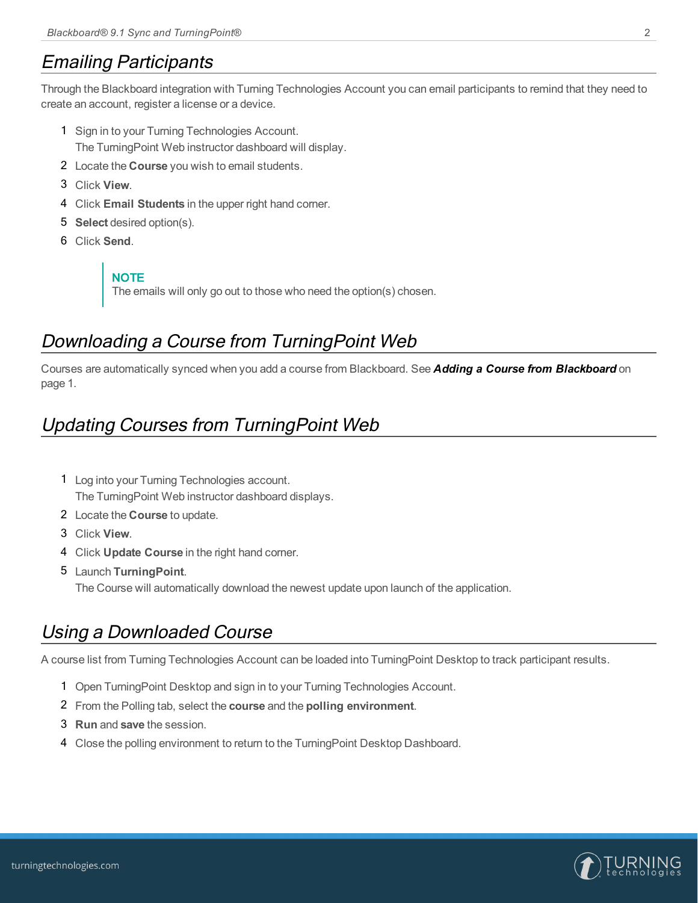## *Emailing Participants*

Through the Blackboard integration with Turning Technologies Account you can email participants to remind that they need to create an account, register a license or a device.

1. Sign in to your Turning Technologies Account.
   The TurningPoint Web instructor dashboard will display.
2. Locate the **Course** you wish to email students.
3. Click **View**.
4. Click **Email Students** in the upper right hand corner.
5. **Select** desired option(s).
6. Click **Send**.

> **NOTE**
> The emails will only go out to those who need the option(s) chosen.

## *Downloading a Course from TurningPoint Web*

Courses are automatically synced when you add a course from Blackboard. See ***Adding a Course from Blackboard*** on page 1.

## *Updating Courses from TurningPoint Web*

1. Log into your Turning Technologies account.
   The TurningPoint Web instructor dashboard displays.
2. Locate the **Course** to update.
3. Click **View**.
4. Click **Update Course** in the right hand corner.
5. Launch **TurningPoint**.
   The Course will automatically download the newest update upon launch of the application.

## *Using a Downloaded Course*

A course list from Turning Technologies Account can be loaded into TurningPoint Desktop to track participant results.

1. Open TurningPoint Desktop and sign in to your Turning Technologies Account.
2. From the Polling tab, select the **course** and the **polling environment**.
3. **Run** and **save** the session.
4. Close the polling environment to return to the TurningPoint Desktop Dashboard.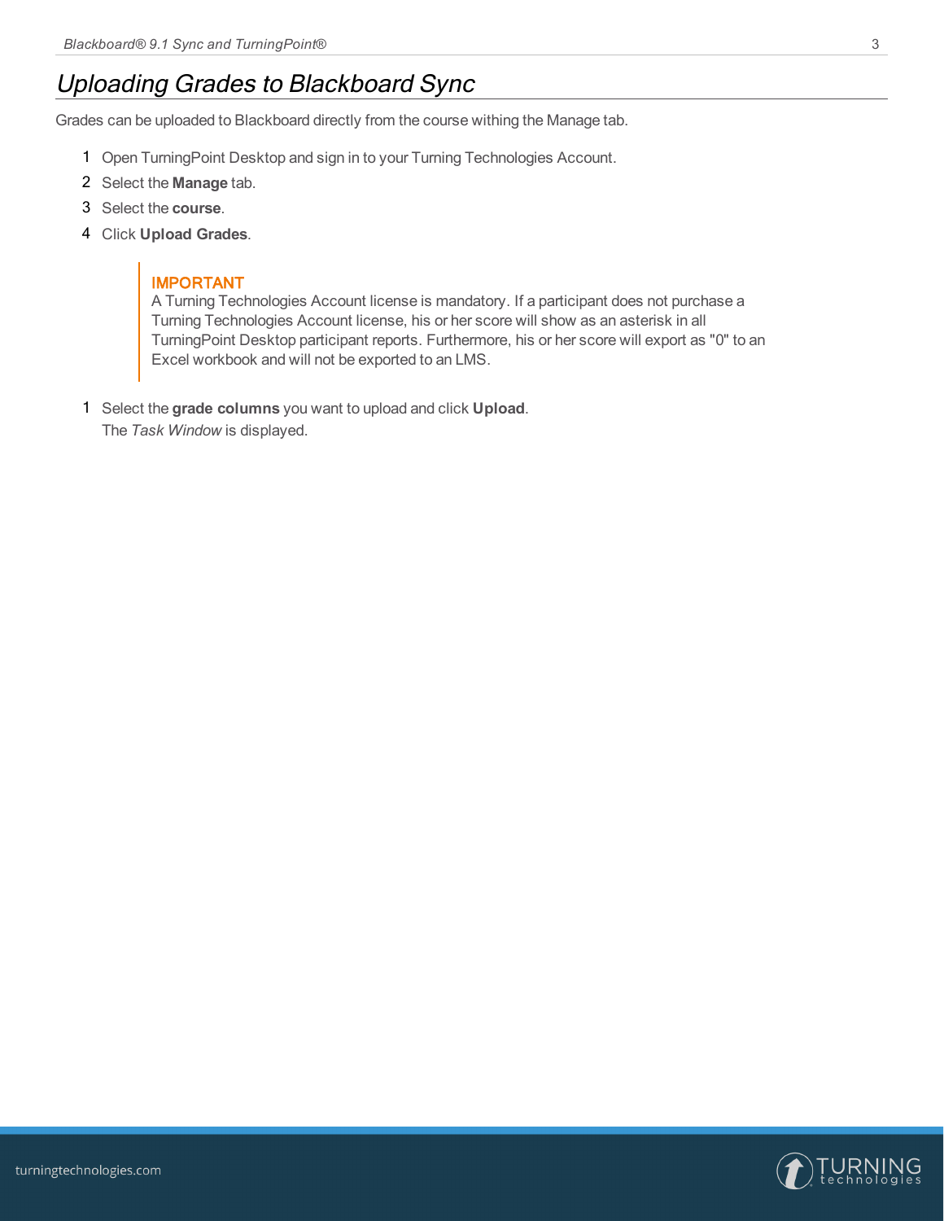# Uploading Grades to Blackboard Sync

Grades can be uploaded to Blackboard directly from the course withing the Manage tab.

1. Open TurningPoint Desktop and sign in to your Turning Technologies Account.
2. Select the **Manage** tab.
3. Select the **course**.
4. Click **Upload Grades**.

> **IMPORTANT**
> A Turning Technologies Account license is mandatory. If a participant does not purchase a Turning Technologies Account license, his or her score will show as an asterisk in all TurningPoint Desktop participant reports. Furthermore, his or her score will export as "0" to an Excel workbook and will not be exported to an LMS.

1. Select the **grade columns** you want to upload and click **Upload**.
   The *Task Window* is displayed.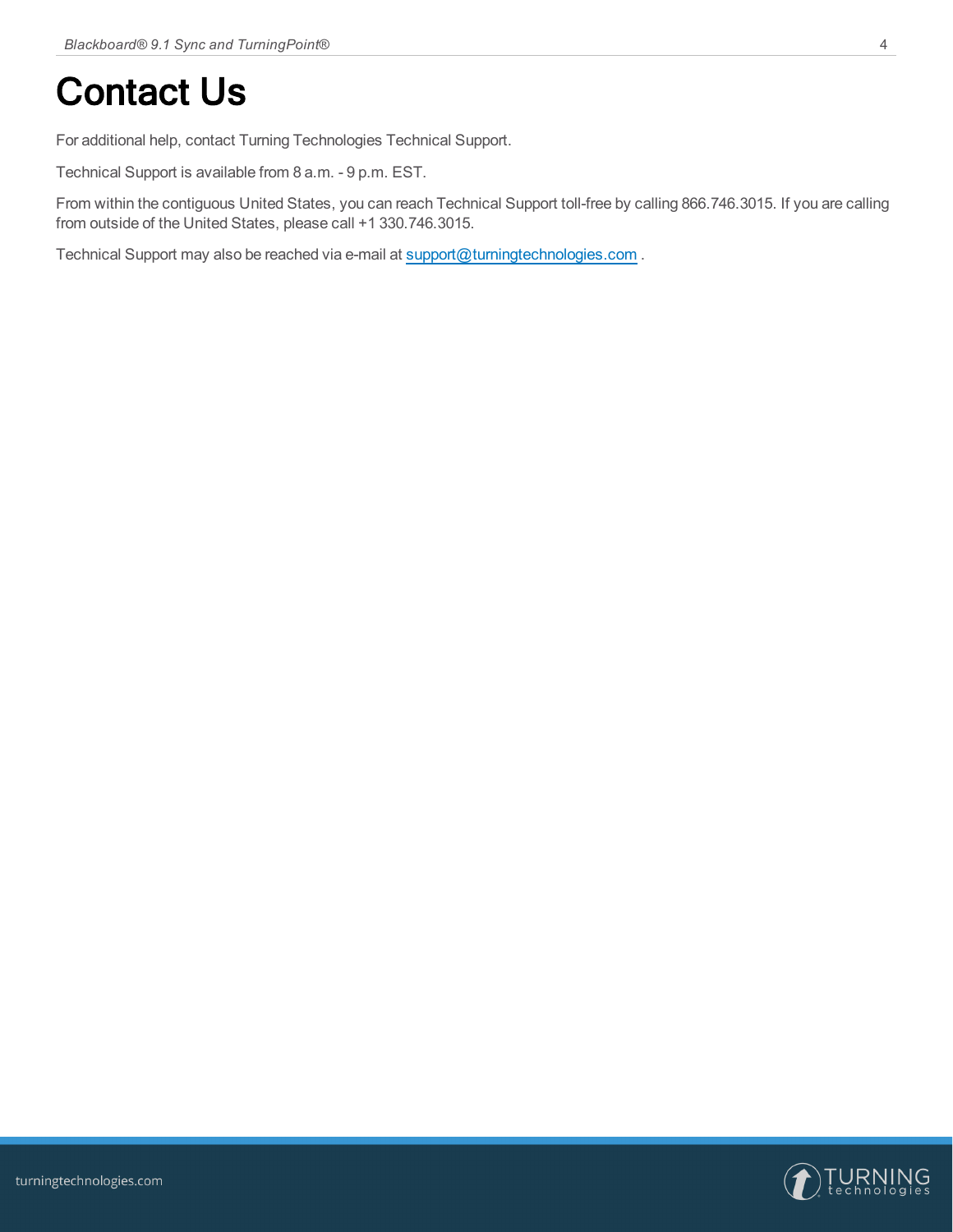# Contact Us

For additional help, contact Turning Technologies Technical Support.

Technical Support is available from 8 a.m. - 9 p.m. EST.

From within the contiguous United States, you can reach Technical Support toll-free by calling 866.746.3015. If you are calling from outside of the United States, please call +1 330.746.3015.

Technical Support may also be reached via e-mail at support@turningtechnologies.com .